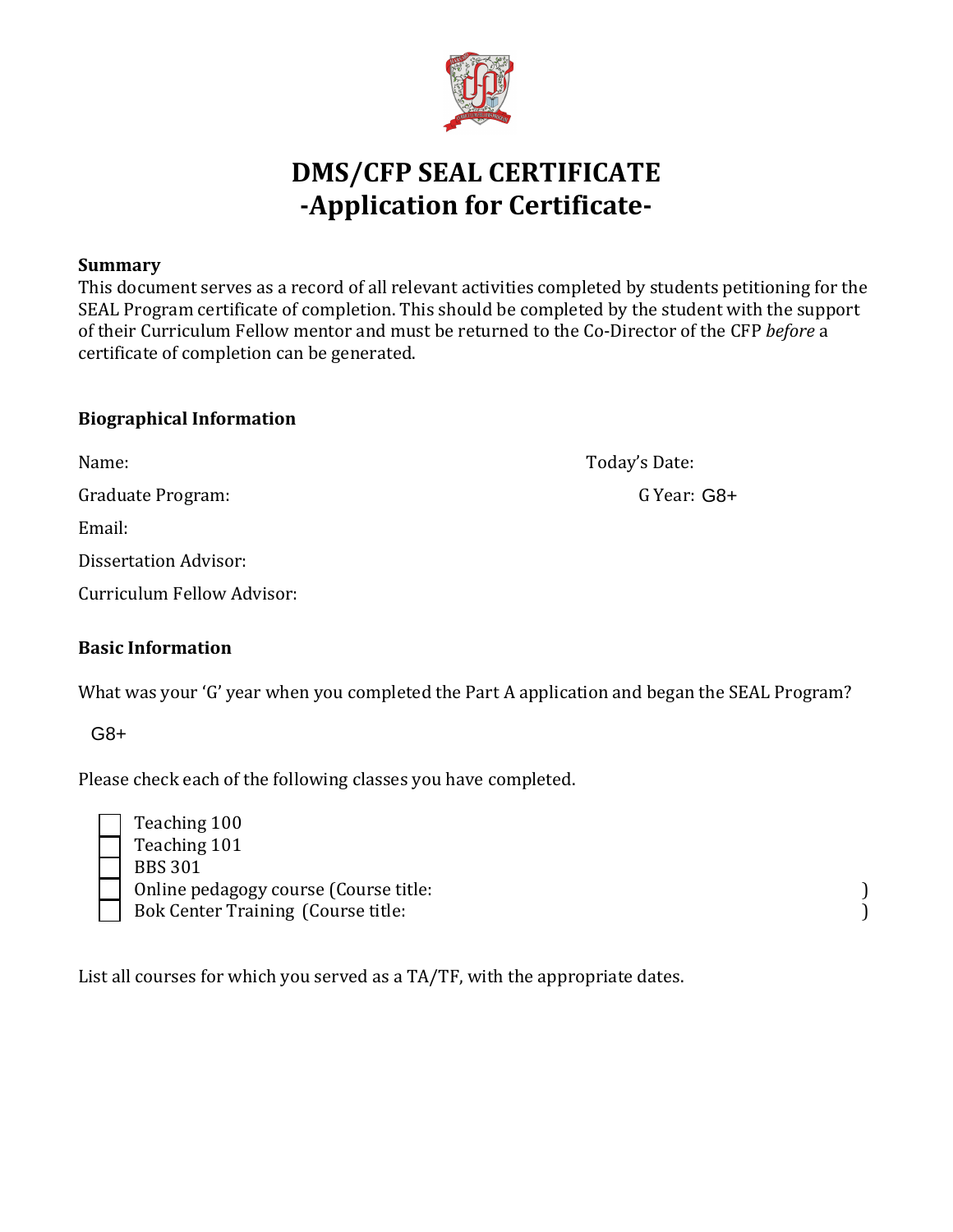# DMS/CFP SEAL CERTIFICATE
## -Application for Certificate-

**Summary**

This document serves as a record of all relevant activities completed by students petitioning for the SEAL Program certificate of completion. This should be completed by the student with the support of their Curriculum Fellow mentor and must be returned to the Co-Director of the CFP *before* a certificate of completion can be generated.

**Biographical Information**

Name: Today's Date:

Graduate Program: G Year: G8+

Email:

Dissertation Advisor:

Curriculum Fellow Advisor:

**Basic Information**

What was your 'G' year when you completed the Part A application and began the SEAL Program?

G8+

Please check each of the following classes you have completed.

- [ ] Teaching 100
- [ ] Teaching 101
- [ ] BBS 301
- [ ] Online pedagogy course (Course title: )
- [ ] Bok Center Training (Course title: )

List all courses for which you served as a TA/TF, with the appropriate dates.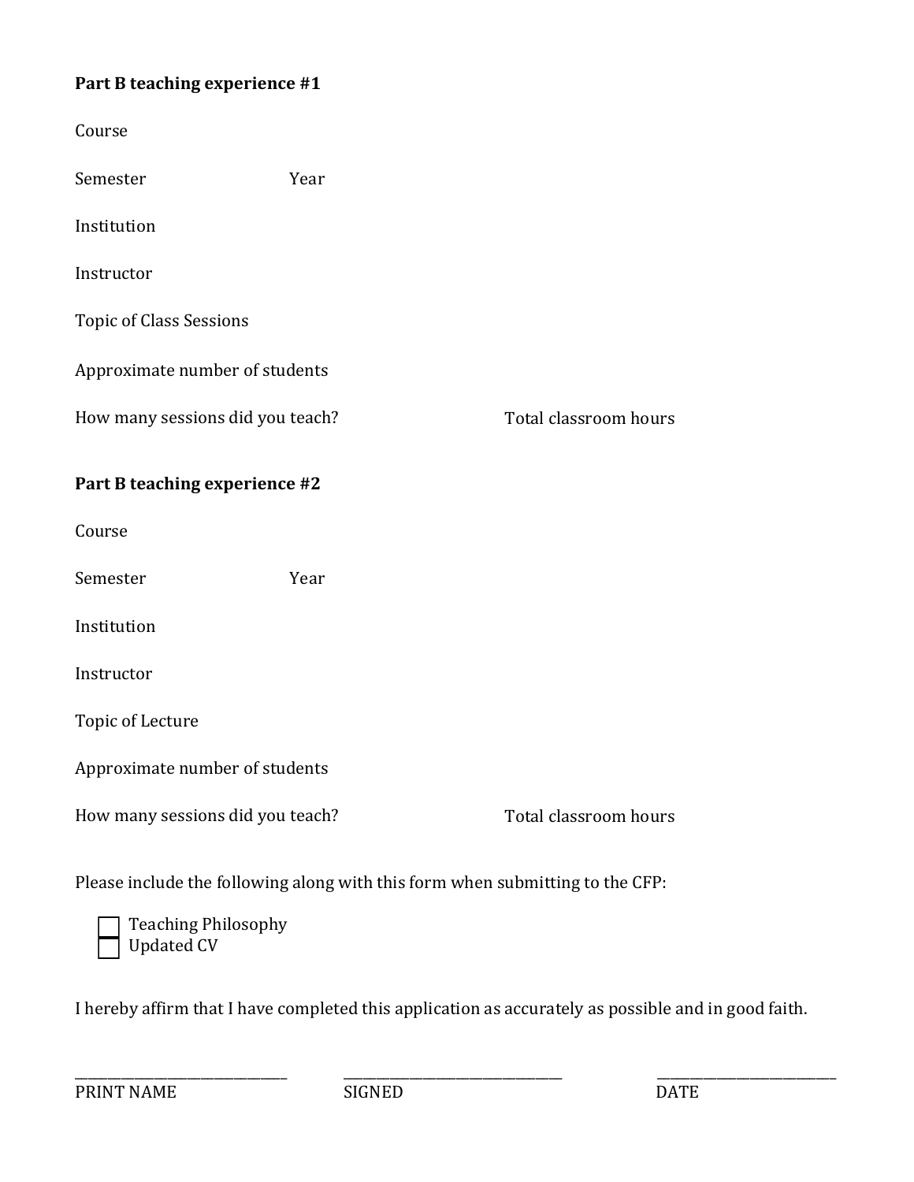**Part B teaching experience #1**

Course

Semester Year

Institution

Instructor

Topic of Class Sessions

Approximate number of students

How many sessions did you teach? Total classroom hours

**Part B teaching experience #2**

Course

Semester Year

Institution

Instructor

Topic of Lecture

Approximate number of students

How many sessions did you teach? Total classroom hours

Please include the following along with this form when submitting to the CFP:

- ☐ Teaching Philosophy
- ☐ Updated CV

I hereby affirm that I have completed this application as accurately as possible and in good faith.

| | | |
|---|---|---|
| _______________________ | _______________________ | _______________________ |
| PRINT NAME | SIGNED | DATE |